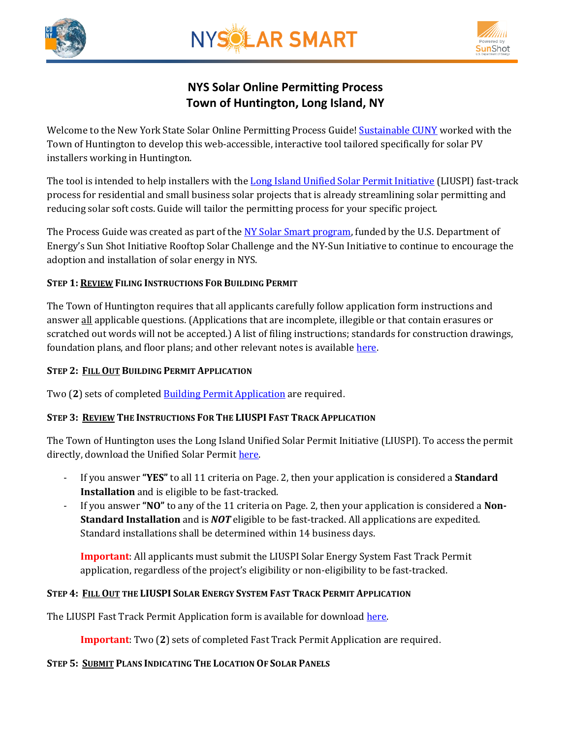# NYS Solar Online Permitting Process
## Town of Huntington, Long Island, NY

Welcome to the New York State Solar Online Permitting Process Guide! Sustainable CUNY worked with the Town of Huntington to develop this web-accessible, interactive tool tailored specifically for solar PV installers working in Huntington.

The tool is intended to help installers with the Long Island Unified Solar Permit Initiative (LIUSPI) fast-track process for residential and small business solar projects that is already streamlining solar permitting and reducing solar soft costs. Guide will tailor the permitting process for your specific project.

The Process Guide was created as part of the NY Solar Smart program, funded by the U.S. Department of Energy's Sun Shot Initiative Rooftop Solar Challenge and the NY-Sun Initiative to continue to encourage the adoption and installation of solar energy in NYS.

### STEP 1: <u>REVIEW</u> FILING INSTRUCTIONS FOR BUILDING PERMIT

The Town of Huntington requires that all applicants carefully follow application form instructions and answer <u>all</u> applicable questions. (Applications that are incomplete, illegible or that contain erasures or scratched out words will not be accepted.) A list of filing instructions; standards for construction drawings, foundation plans, and floor plans; and other relevant notes is available here.

### STEP 2: <u>FILL OUT</u> BUILDING PERMIT APPLICATION

Two (**2**) sets of completed Building Permit Application are required.

### STEP 3: <u>REVIEW</u> THE INSTRUCTIONS FOR THE LIUSPI FAST TRACK APPLICATION

The Town of Huntington uses the Long Island Unified Solar Permit Initiative (LIUSPI). To access the permit directly, download the Unified Solar Permit here.

- If you answer **"YES"** to all 11 criteria on Page. 2, then your application is considered a **Standard Installation** and is eligible to be fast-tracked.
- If you answer **"NO"** to any of the 11 criteria on Page. 2, then your application is considered a **Non-Standard Installation** and is ***NOT*** eligible to be fast-tracked. All applications are expedited. Standard installations shall be determined within 14 business days.

  **Important**: All applicants must submit the LIUSPI Solar Energy System Fast Track Permit application, regardless of the project's eligibility or non-eligibility to be fast-tracked.

### STEP 4: <u>FILL OUT</u> THE LIUSPI SOLAR ENERGY SYSTEM FAST TRACK PERMIT APPLICATION

The LIUSPI Fast Track Permit Application form is available for download here.

**Important**: Two (**2**) sets of completed Fast Track Permit Application are required.

### STEP 5: <u>SUBMIT</u> PLANS INDICATING THE LOCATION OF SOLAR PANELS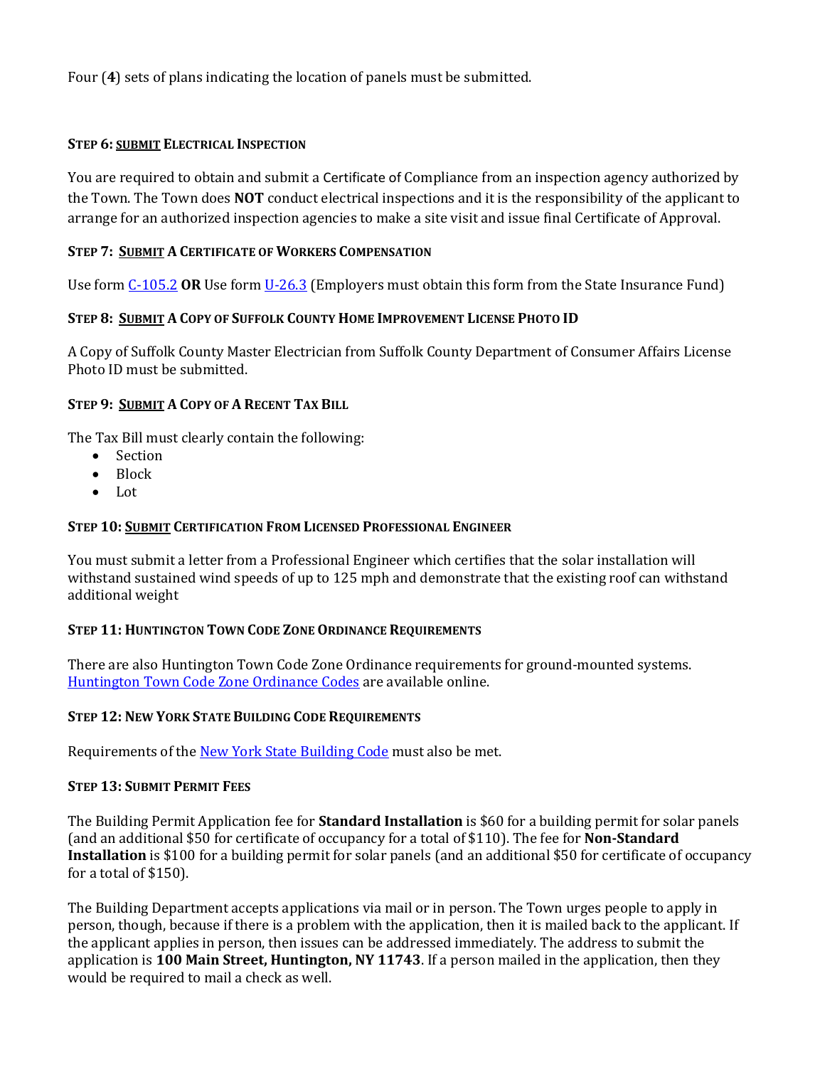Four (**4**) sets of plans indicating the location of panels must be submitted.

#### STEP 6: SUBMIT ELECTRICAL INSPECTION

You are required to obtain and submit a Certificate of Compliance from an inspection agency authorized by the Town. The Town does **NOT** conduct electrical inspections and it is the responsibility of the applicant to arrange for an authorized inspection agencies to make a site visit and issue final Certificate of Approval.

#### STEP 7: SUBMIT A CERTIFICATE OF WORKERS COMPENSATION

Use form C-105.2 **OR** Use form U-26.3 (Employers must obtain this form from the State Insurance Fund)

#### STEP 8: SUBMIT A COPY OF SUFFOLK COUNTY HOME IMPROVEMENT LICENSE PHOTO ID

A Copy of Suffolk County Master Electrician from Suffolk County Department of Consumer Affairs License Photo ID must be submitted.

#### STEP 9: SUBMIT A COPY OF A RECENT TAX BILL

The Tax Bill must clearly contain the following:

- Section
- Block
- Lot

#### STEP 10: SUBMIT CERTIFICATION FROM LICENSED PROFESSIONAL ENGINEER

You must submit a letter from a Professional Engineer which certifies that the solar installation will withstand sustained wind speeds of up to 125 mph and demonstrate that the existing roof can withstand additional weight

#### STEP 11: HUNTINGTON TOWN CODE ZONE ORDINANCE REQUIREMENTS

There are also Huntington Town Code Zone Ordinance requirements for ground-mounted systems. Huntington Town Code Zone Ordinance Codes are available online.

#### STEP 12: NEW YORK STATE BUILDING CODE REQUIREMENTS

Requirements of the New York State Building Code must also be met.

#### STEP 13: SUBMIT PERMIT FEES

The Building Permit Application fee for **Standard Installation** is $60 for a building permit for solar panels (and an additional $50 for certificate of occupancy for a total of $110). The fee for **Non-Standard Installation** is $100 for a building permit for solar panels (and an additional $50 for certificate of occupancy for a total of $150).

The Building Department accepts applications via mail or in person. The Town urges people to apply in person, though, because if there is a problem with the application, then it is mailed back to the applicant. If the applicant applies in person, then issues can be addressed immediately. The address to submit the application is **100 Main Street, Huntington, NY 11743**. If a person mailed in the application, then they would be required to mail a check as well.